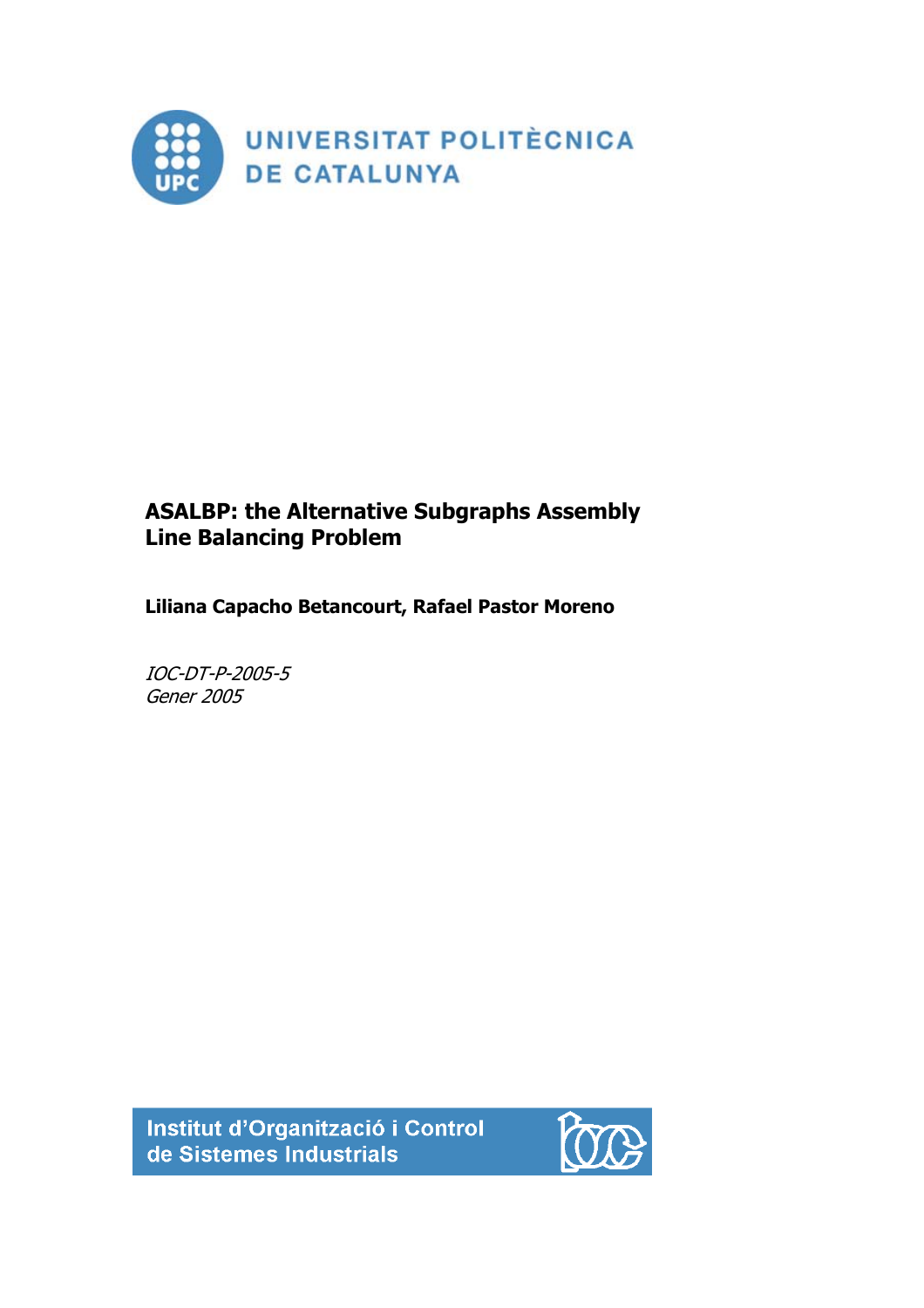UNIVERSITAT POLITÈCNICA DE CATALUNYA

# ASALBP: the Alternative Subgraphs Assembly Line Balancing Problem

**Liliana Capacho Betancourt, Rafael Pastor Moreno**

*IOC-DT-P-2005-5*
*Gener 2005*

Institut d'Organització i Control de Sistemes Industrials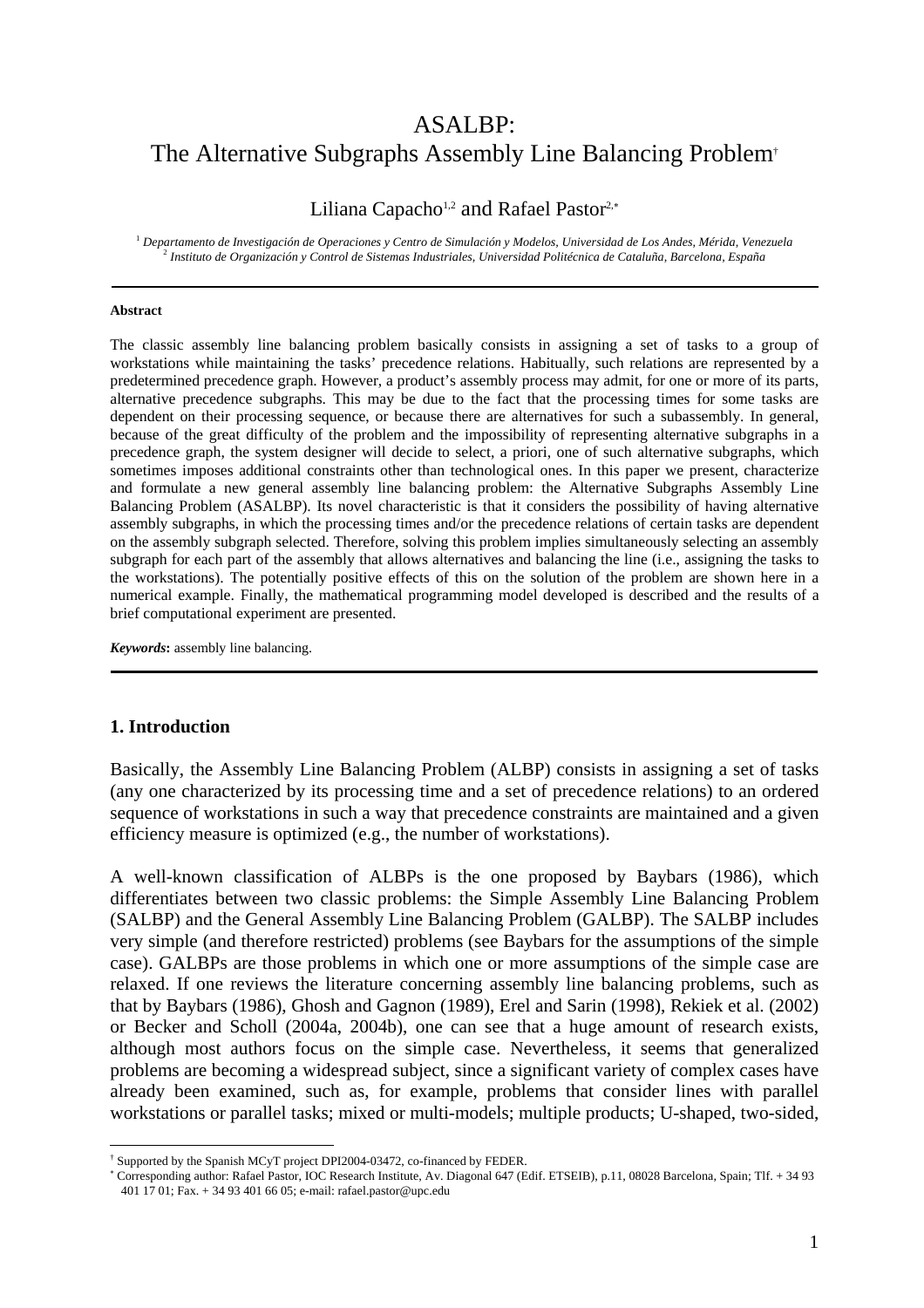# ASALBP:
# The Alternative Subgraphs Assembly Line Balancing Problem[†]

Liliana Capacho[1,2] and Rafael Pastor[2,*]

[1] *Departamento de Investigación de Operaciones y Centro de Simulación y Modelos, Universidad de Los Andes, Mérida, Venezuela*
[2] *Instituto de Organización y Control de Sistemas Industriales, Universidad Politécnica de Cataluña, Barcelona, España*

---

**Abstract**

The classic assembly line balancing problem basically consists in assigning a set of tasks to a group of workstations while maintaining the tasks' precedence relations. Habitually, such relations are represented by a predetermined precedence graph. However, a product's assembly process may admit, for one or more of its parts, alternative precedence subgraphs. This may be due to the fact that the processing times for some tasks are dependent on their processing sequence, or because there are alternatives for such a subassembly. In general, because of the great difficulty of the problem and the impossibility of representing alternative subgraphs in a precedence graph, the system designer will decide to select, a priori, one of such alternative subgraphs, which sometimes imposes additional constraints other than technological ones. In this paper we present, characterize and formulate a new general assembly line balancing problem: the Alternative Subgraphs Assembly Line Balancing Problem (ASALBP). Its novel characteristic is that it considers the possibility of having alternative assembly subgraphs, in which the processing times and/or the precedence relations of certain tasks are dependent on the assembly subgraph selected. Therefore, solving this problem implies simultaneously selecting an assembly subgraph for each part of the assembly that allows alternatives and balancing the line (i.e., assigning the tasks to the workstations). The potentially positive effects of this on the solution of the problem are shown here in a numerical example. Finally, the mathematical programming model developed is described and the results of a brief computational experiment are presented.

***Keywords*:** assembly line balancing.

---

## 1. Introduction

Basically, the Assembly Line Balancing Problem (ALBP) consists in assigning a set of tasks (any one characterized by its processing time and a set of precedence relations) to an ordered sequence of workstations in such a way that precedence constraints are maintained and a given efficiency measure is optimized (e.g., the number of workstations).

A well-known classification of ALBPs is the one proposed by Baybars (1986), which differentiates between two classic problems: the Simple Assembly Line Balancing Problem (SALBP) and the General Assembly Line Balancing Problem (GALBP). The SALBP includes very simple (and therefore restricted) problems (see Baybars for the assumptions of the simple case). GALBPs are those problems in which one or more assumptions of the simple case are relaxed. If one reviews the literature concerning assembly line balancing problems, such as that by Baybars (1986), Ghosh and Gagnon (1989), Erel and Sarin (1998), Rekiek et al. (2002) or Becker and Scholl (2004a, 2004b), one can see that a huge amount of research exists, although most authors focus on the simple case. Nevertheless, it seems that generalized problems are becoming a widespread subject, since a significant variety of complex cases have already been examined, such as, for example, problems that consider lines with parallel workstations or parallel tasks; mixed or multi-models; multiple products; U-shaped, two-sided,

---

[†] Supported by the Spanish MCyT project DPI2004-03472, co-financed by FEDER.
[*] Corresponding author: Rafael Pastor, IOC Research Institute, Av. Diagonal 647 (Edif. ETSEIB), p.11, 08028 Barcelona, Spain; Tlf. + 34 93 401 17 01; Fax. + 34 93 401 66 05; e-mail: rafael.pastor@upc.edu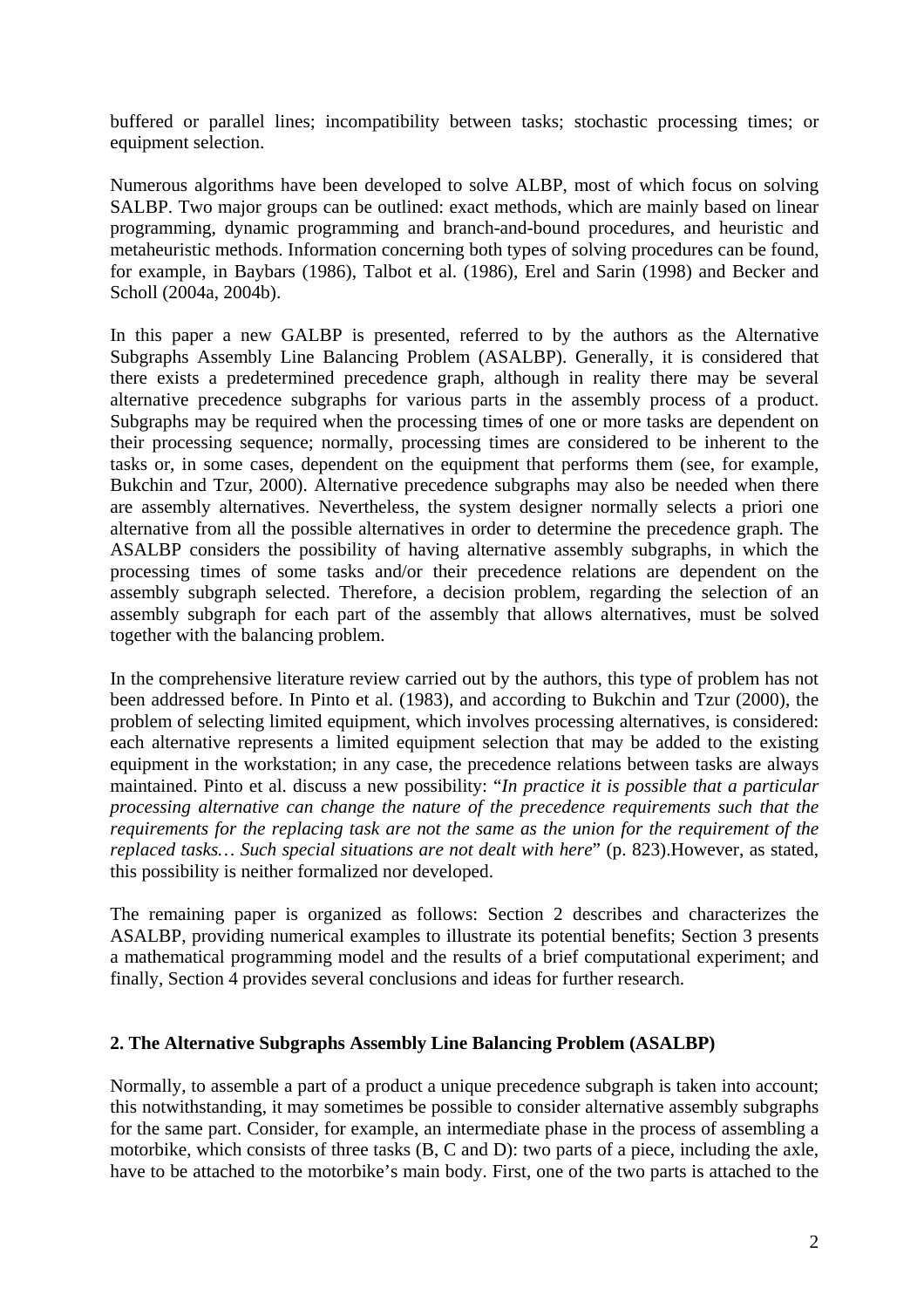buffered or parallel lines; incompatibility between tasks; stochastic processing times; or equipment selection.

Numerous algorithms have been developed to solve ALBP, most of which focus on solving SALBP. Two major groups can be outlined: exact methods, which are mainly based on linear programming, dynamic programming and branch-and-bound procedures, and heuristic and metaheuristic methods. Information concerning both types of solving procedures can be found, for example, in Baybars (1986), Talbot et al. (1986), Erel and Sarin (1998) and Becker and Scholl (2004a, 2004b).

In this paper a new GALBP is presented, referred to by the authors as the Alternative Subgraphs Assembly Line Balancing Problem (ASALBP). Generally, it is considered that there exists a predetermined precedence graph, although in reality there may be several alternative precedence subgraphs for various parts in the assembly process of a product. Subgraphs may be required when the processing times of one or more tasks are dependent on their processing sequence; normally, processing times are considered to be inherent to the tasks or, in some cases, dependent on the equipment that performs them (see, for example, Bukchin and Tzur, 2000). Alternative precedence subgraphs may also be needed when there are assembly alternatives. Nevertheless, the system designer normally selects a priori one alternative from all the possible alternatives in order to determine the precedence graph. The ASALBP considers the possibility of having alternative assembly subgraphs, in which the processing times of some tasks and/or their precedence relations are dependent on the assembly subgraph selected. Therefore, a decision problem, regarding the selection of an assembly subgraph for each part of the assembly that allows alternatives, must be solved together with the balancing problem.

In the comprehensive literature review carried out by the authors, this type of problem has not been addressed before. In Pinto et al. (1983), and according to Bukchin and Tzur (2000), the problem of selecting limited equipment, which involves processing alternatives, is considered: each alternative represents a limited equipment selection that may be added to the existing equipment in the workstation; in any case, the precedence relations between tasks are always maintained. Pinto et al. discuss a new possibility: "*In practice it is possible that a particular processing alternative can change the nature of the precedence requirements such that the requirements for the replacing task are not the same as the union for the requirement of the replaced tasks… Such special situations are not dealt with here*" (p. 823).However, as stated, this possibility is neither formalized nor developed.

The remaining paper is organized as follows: Section 2 describes and characterizes the ASALBP, providing numerical examples to illustrate its potential benefits; Section 3 presents a mathematical programming model and the results of a brief computational experiment; and finally, Section 4 provides several conclusions and ideas for further research.

## 2. The Alternative Subgraphs Assembly Line Balancing Problem (ASALBP)

Normally, to assemble a part of a product a unique precedence subgraph is taken into account; this notwithstanding, it may sometimes be possible to consider alternative assembly subgraphs for the same part. Consider, for example, an intermediate phase in the process of assembling a motorbike, which consists of three tasks (B, C and D): two parts of a piece, including the axle, have to be attached to the motorbike's main body. First, one of the two parts is attached to the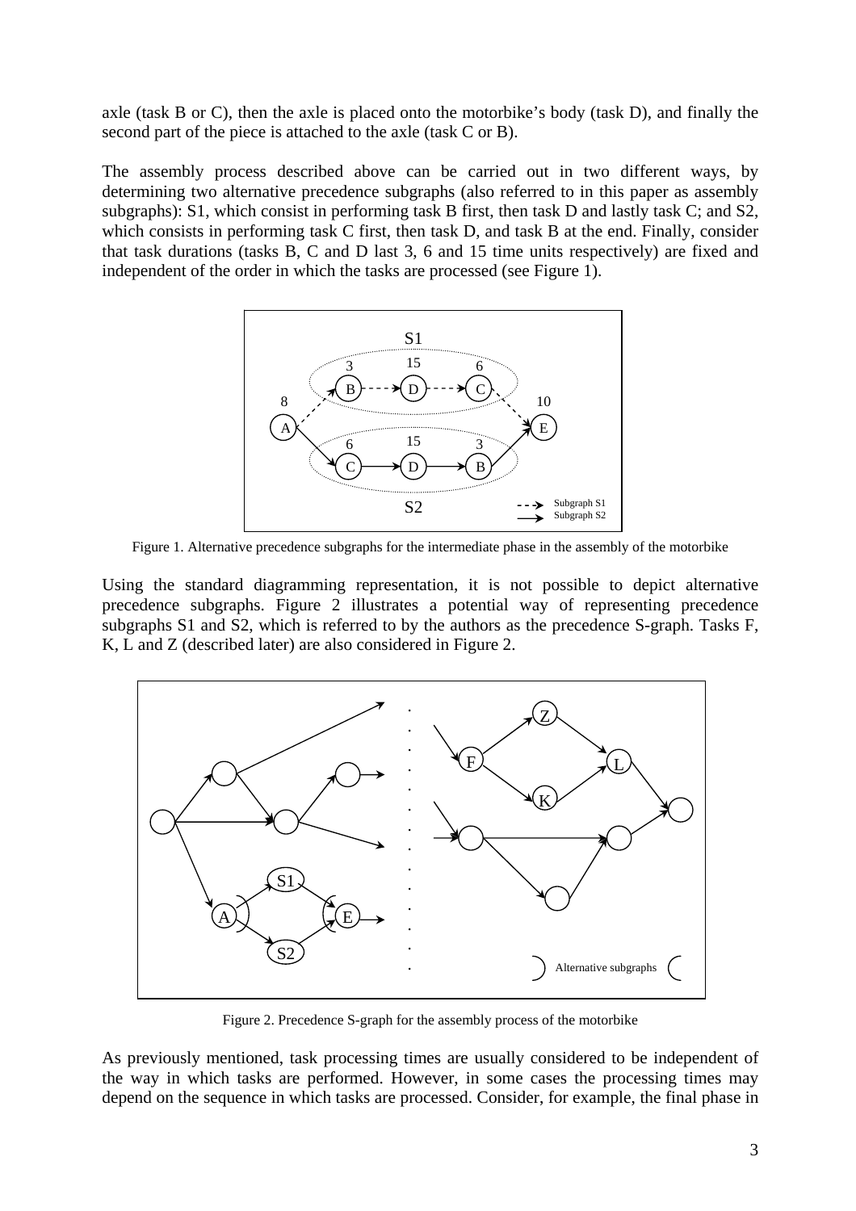axle (task B or C), then the axle is placed onto the motorbike's body (task D), and finally the second part of the piece is attached to the axle (task C or B).

The assembly process described above can be carried out in two different ways, by determining two alternative precedence subgraphs (also referred to in this paper as assembly subgraphs): S1, which consist in performing task B first, then task D and lastly task C; and S2, which consists in performing task C first, then task D, and task B at the end. Finally, consider that task durations (tasks B, C and D last 3, 6 and 15 time units respectively) are fixed and independent of the order in which the tasks are processed (see Figure 1).

Figure 1. Alternative precedence subgraphs for the intermediate phase in the assembly of the motorbike

Using the standard diagramming representation, it is not possible to depict alternative precedence subgraphs. Figure 2 illustrates a potential way of representing precedence subgraphs S1 and S2, which is referred to by the authors as the precedence S-graph. Tasks F, K, L and Z (described later) are also considered in Figure 2.

Figure 2. Precedence S-graph for the assembly process of the motorbike

As previously mentioned, task processing times are usually considered to be independent of the way in which tasks are performed. However, in some cases the processing times may depend on the sequence in which tasks are processed. Consider, for example, the final phase in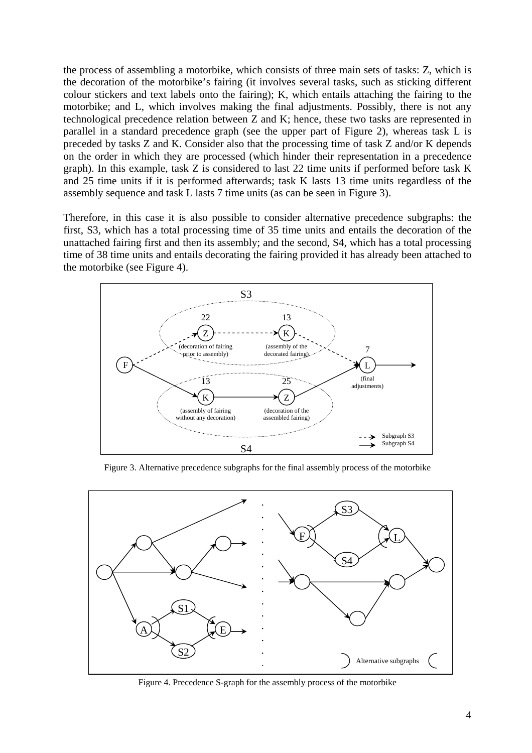the process of assembling a motorbike, which consists of three main sets of tasks: Z, which is the decoration of the motorbike's fairing (it involves several tasks, such as sticking different colour stickers and text labels onto the fairing); K, which entails attaching the fairing to the motorbike; and L, which involves making the final adjustments. Possibly, there is not any technological precedence relation between Z and K; hence, these two tasks are represented in parallel in a standard precedence graph (see the upper part of Figure 2), whereas task L is preceded by tasks Z and K. Consider also that the processing time of task Z and/or K depends on the order in which they are processed (which hinder their representation in a precedence graph). In this example, task Z is considered to last 22 time units if performed before task K and 25 time units if it is performed afterwards; task K lasts 13 time units regardless of the assembly sequence and task L lasts 7 time units (as can be seen in Figure 3).

Therefore, in this case it is also possible to consider alternative precedence subgraphs: the first, S3, which has a total processing time of 35 time units and entails the decoration of the unattached fairing first and then its assembly; and the second, S4, which has a total processing time of 38 time units and entails decorating the fairing provided it has already been attached to the motorbike (see Figure 4).

Figure 3. Alternative precedence subgraphs for the final assembly process of the motorbike

Figure 4. Precedence S-graph for the assembly process of the motorbike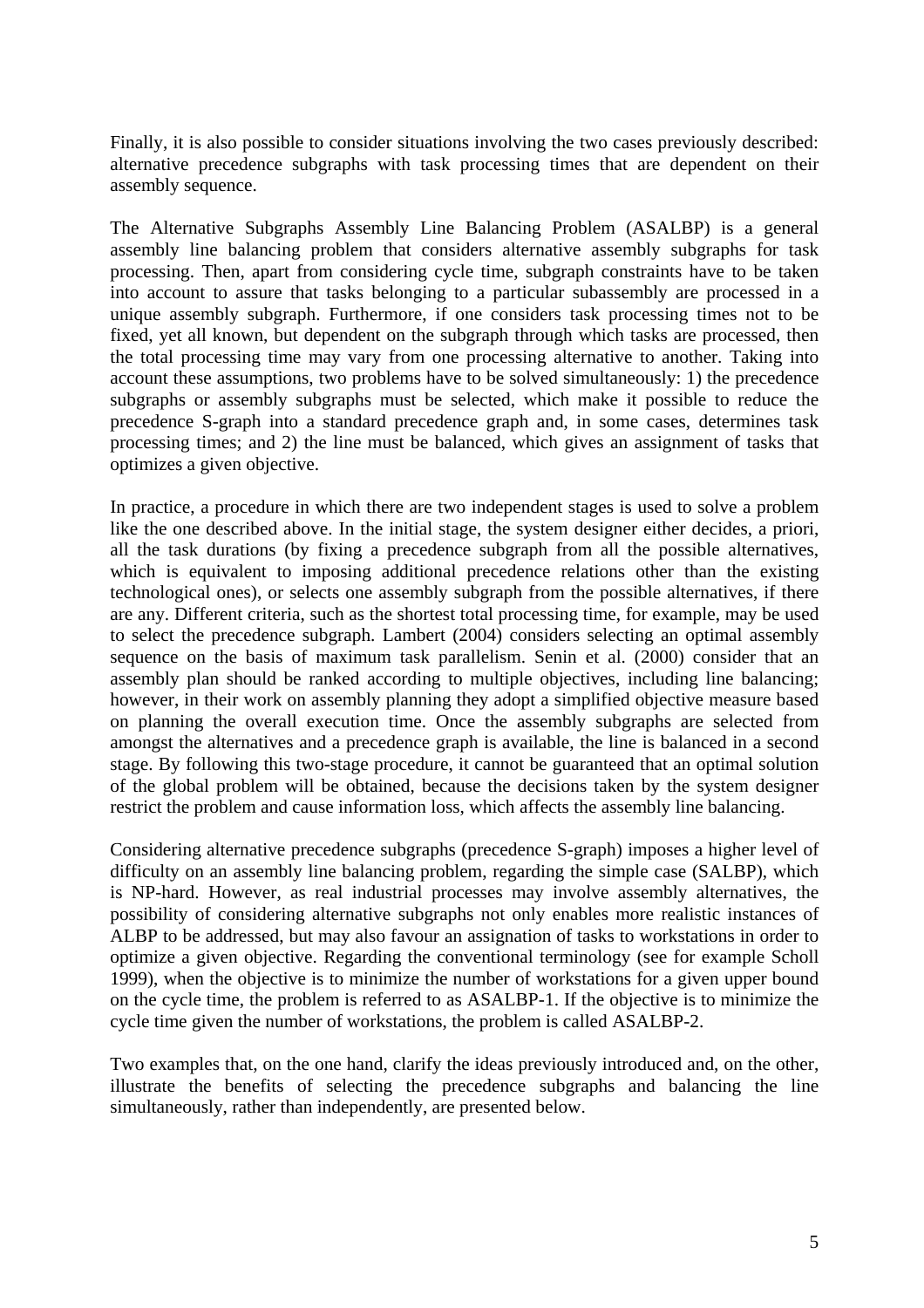Finally, it is also possible to consider situations involving the two cases previously described: alternative precedence subgraphs with task processing times that are dependent on their assembly sequence.

The Alternative Subgraphs Assembly Line Balancing Problem (ASALBP) is a general assembly line balancing problem that considers alternative assembly subgraphs for task processing. Then, apart from considering cycle time, subgraph constraints have to be taken into account to assure that tasks belonging to a particular subassembly are processed in a unique assembly subgraph. Furthermore, if one considers task processing times not to be fixed, yet all known, but dependent on the subgraph through which tasks are processed, then the total processing time may vary from one processing alternative to another. Taking into account these assumptions, two problems have to be solved simultaneously: 1) the precedence subgraphs or assembly subgraphs must be selected, which make it possible to reduce the precedence S-graph into a standard precedence graph and, in some cases, determines task processing times; and 2) the line must be balanced, which gives an assignment of tasks that optimizes a given objective.

In practice, a procedure in which there are two independent stages is used to solve a problem like the one described above. In the initial stage, the system designer either decides, a priori, all the task durations (by fixing a precedence subgraph from all the possible alternatives, which is equivalent to imposing additional precedence relations other than the existing technological ones), or selects one assembly subgraph from the possible alternatives, if there are any. Different criteria, such as the shortest total processing time, for example, may be used to select the precedence subgraph. Lambert (2004) considers selecting an optimal assembly sequence on the basis of maximum task parallelism. Senin et al. (2000) consider that an assembly plan should be ranked according to multiple objectives, including line balancing; however, in their work on assembly planning they adopt a simplified objective measure based on planning the overall execution time. Once the assembly subgraphs are selected from amongst the alternatives and a precedence graph is available, the line is balanced in a second stage. By following this two-stage procedure, it cannot be guaranteed that an optimal solution of the global problem will be obtained, because the decisions taken by the system designer restrict the problem and cause information loss, which affects the assembly line balancing.

Considering alternative precedence subgraphs (precedence S-graph) imposes a higher level of difficulty on an assembly line balancing problem, regarding the simple case (SALBP), which is NP-hard. However, as real industrial processes may involve assembly alternatives, the possibility of considering alternative subgraphs not only enables more realistic instances of ALBP to be addressed, but may also favour an assignation of tasks to workstations in order to optimize a given objective. Regarding the conventional terminology (see for example Scholl 1999), when the objective is to minimize the number of workstations for a given upper bound on the cycle time, the problem is referred to as ASALBP-1. If the objective is to minimize the cycle time given the number of workstations, the problem is called ASALBP-2.

Two examples that, on the one hand, clarify the ideas previously introduced and, on the other, illustrate the benefits of selecting the precedence subgraphs and balancing the line simultaneously, rather than independently, are presented below.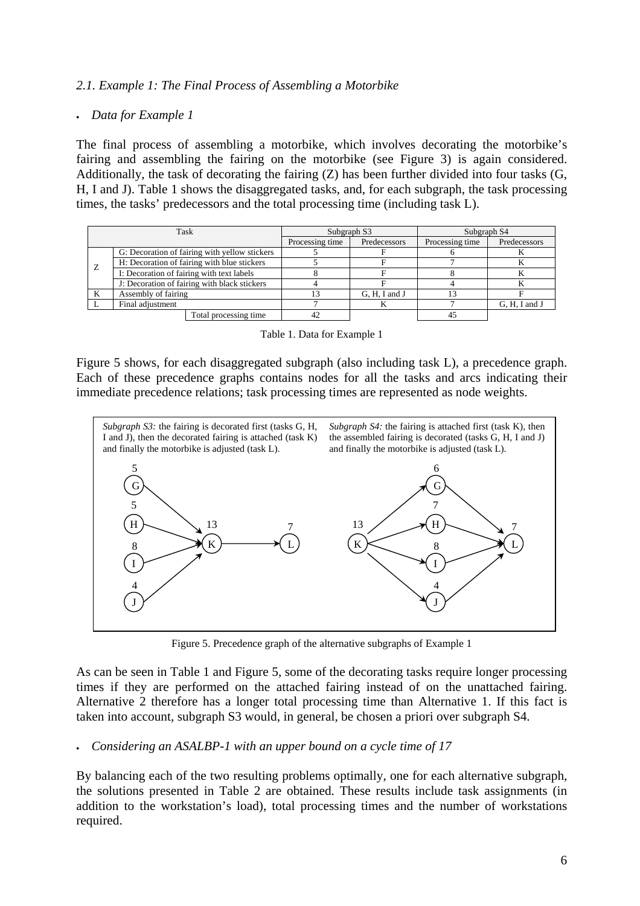*2.1. Example 1: The Final Process of Assembling a Motorbike*

- *Data for Example 1*

The final process of assembling a motorbike, which involves decorating the motorbike's fairing and assembling the fairing on the motorbike (see Figure 3) is again considered. Additionally, the task of decorating the fairing (Z) has been further divided into four tasks (G, H, I and J). Table 1 shows the disaggregated tasks, and, for each subgraph, the task processing times, the tasks' predecessors and the total processing time (including task L).

| Task | | Subgraph S3 | | Subgraph S4 | |
|---|---|---|---|---|---|
| | | Processing time | Predecessors | Processing time | Predecessors |
| Z | G: Decoration of fairing with yellow stickers | 5 | F | 6 | K |
| | H: Decoration of fairing with blue stickers | 5 | F | 7 | K |
| | I: Decoration of fairing with text labels | 8 | F | 8 | K |
| | J: Decoration of fairing with black stickers | 4 | F | 4 | K |
| K | Assembly of fairing | 13 | G, H, I and J | 13 | F |
| L | Final adjustment | 7 | K | 7 | G, H, I and J |
| | Total processing time | 42 | | 45 | |

Table 1. Data for Example 1

Figure 5 shows, for each disaggregated subgraph (also including task L), a precedence graph. Each of these precedence graphs contains nodes for all the tasks and arcs indicating their immediate precedence relations; task processing times are represented as node weights.

*Subgraph S3:* the fairing is decorated first (tasks G, H, I and J), then the decorated fairing is attached (task K) and finally the motorbike is adjusted (task L).

*Subgraph S4:* the fairing is attached first (task K), then the assembled fairing is decorated (tasks G, H, I and J) and finally the motorbike is adjusted (task L).

Figure 5. Precedence graph of the alternative subgraphs of Example 1

As can be seen in Table 1 and Figure 5, some of the decorating tasks require longer processing times if they are performed on the attached fairing instead of on the unattached fairing. Alternative 2 therefore has a longer total processing time than Alternative 1. If this fact is taken into account, subgraph S3 would, in general, be chosen a priori over subgraph S4.

- *Considering an ASALBP-1 with an upper bound on a cycle time of 17*

By balancing each of the two resulting problems optimally, one for each alternative subgraph, the solutions presented in Table 2 are obtained. These results include task assignments (in addition to the workstation's load), total processing times and the number of workstations required.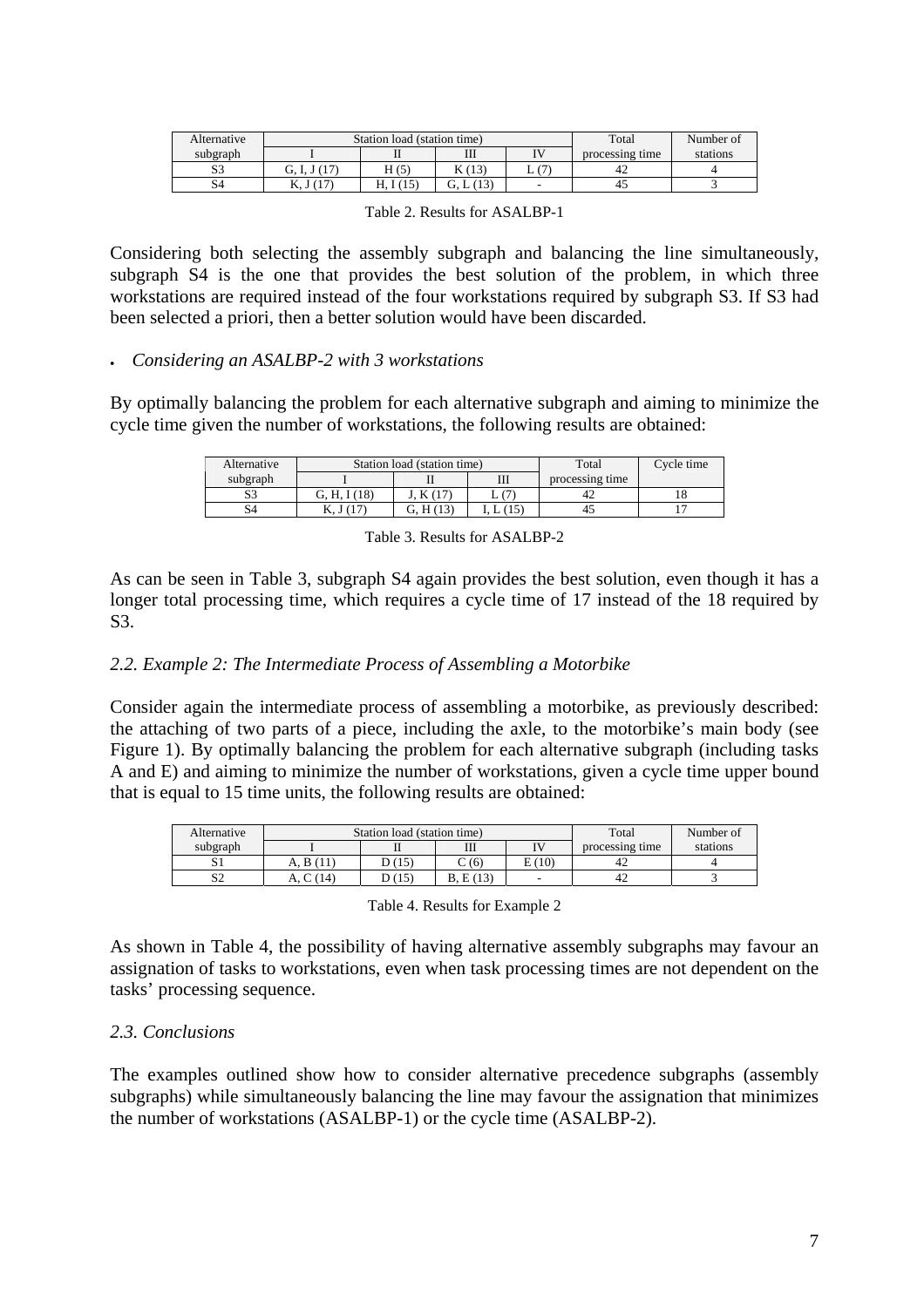| Alternative | Station load (station time) | | | | Total | Number of |
|---|---|---|---|---|---|---|
| subgraph | I | II | III | IV | processing time | stations |
| S3 | G, I, J (17) | H (5) | K (13) | L (7) | 42 | 4 |
| S4 | K, J (17) | H, I (15) | G, L (13) | - | 45 | 3 |

Table 2. Results for ASALBP-1

Considering both selecting the assembly subgraph and balancing the line simultaneously, subgraph S4 is the one that provides the best solution of the problem, in which three workstations are required instead of the four workstations required by subgraph S3. If S3 had been selected a priori, then a better solution would have been discarded.

- *Considering an ASALBP-2 with 3 workstations*

By optimally balancing the problem for each alternative subgraph and aiming to minimize the cycle time given the number of workstations, the following results are obtained:

| Alternative | Station load (station time) | | | Total | Cycle time |
|---|---|---|---|---|---|
| subgraph | I | II | III | processing time | |
| S3 | G, H, I (18) | J, K (17) | L (7) | 42 | 18 |
| S4 | K, J (17) | G, H (13) | I, L (15) | 45 | 17 |

Table 3. Results for ASALBP-2

As can be seen in Table 3, subgraph S4 again provides the best solution, even though it has a longer total processing time, which requires a cycle time of 17 instead of the 18 required by S3.

### *2.2. Example 2: The Intermediate Process of Assembling a Motorbike*

Consider again the intermediate process of assembling a motorbike, as previously described: the attaching of two parts of a piece, including the axle, to the motorbike's main body (see Figure 1). By optimally balancing the problem for each alternative subgraph (including tasks A and E) and aiming to minimize the number of workstations, given a cycle time upper bound that is equal to 15 time units, the following results are obtained:

| Alternative | Station load (station time) | | | | Total | Number of |
|---|---|---|---|---|---|---|
| subgraph | I | II | III | IV | processing time | stations |
| S1 | A, B (11) | D (15) | C (6) | E (10) | 42 | 4 |
| S2 | A, C (14) | D (15) | B, E (13) | - | 42 | 3 |

Table 4. Results for Example 2

As shown in Table 4, the possibility of having alternative assembly subgraphs may favour an assignation of tasks to workstations, even when task processing times are not dependent on the tasks' processing sequence.

### *2.3. Conclusions*

The examples outlined show how to consider alternative precedence subgraphs (assembly subgraphs) while simultaneously balancing the line may favour the assignation that minimizes the number of workstations (ASALBP-1) or the cycle time (ASALBP-2).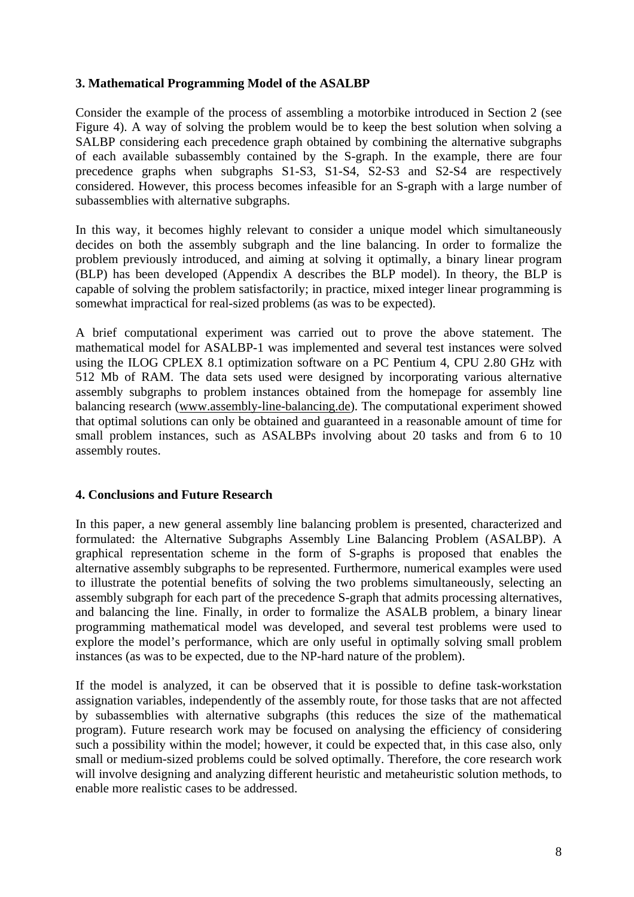## 3. Mathematical Programming Model of the ASALBP

Consider the example of the process of assembling a motorbike introduced in Section 2 (see Figure 4). A way of solving the problem would be to keep the best solution when solving a SALBP considering each precedence graph obtained by combining the alternative subgraphs of each available subassembly contained by the S-graph. In the example, there are four precedence graphs when subgraphs S1-S3, S1-S4, S2-S3 and S2-S4 are respectively considered. However, this process becomes infeasible for an S-graph with a large number of subassemblies with alternative subgraphs.

In this way, it becomes highly relevant to consider a unique model which simultaneously decides on both the assembly subgraph and the line balancing. In order to formalize the problem previously introduced, and aiming at solving it optimally, a binary linear program (BLP) has been developed (Appendix A describes the BLP model). In theory, the BLP is capable of solving the problem satisfactorily; in practice, mixed integer linear programming is somewhat impractical for real-sized problems (as was to be expected).

A brief computational experiment was carried out to prove the above statement. The mathematical model for ASALBP-1 was implemented and several test instances were solved using the ILOG CPLEX 8.1 optimization software on a PC Pentium 4, CPU 2.80 GHz with 512 Mb of RAM. The data sets used were designed by incorporating various alternative assembly subgraphs to problem instances obtained from the homepage for assembly line balancing research (www.assembly-line-balancing.de). The computational experiment showed that optimal solutions can only be obtained and guaranteed in a reasonable amount of time for small problem instances, such as ASALBPs involving about 20 tasks and from 6 to 10 assembly routes.

## 4. Conclusions and Future Research

In this paper, a new general assembly line balancing problem is presented, characterized and formulated: the Alternative Subgraphs Assembly Line Balancing Problem (ASALBP). A graphical representation scheme in the form of S-graphs is proposed that enables the alternative assembly subgraphs to be represented. Furthermore, numerical examples were used to illustrate the potential benefits of solving the two problems simultaneously, selecting an assembly subgraph for each part of the precedence S-graph that admits processing alternatives, and balancing the line. Finally, in order to formalize the ASALB problem, a binary linear programming mathematical model was developed, and several test problems were used to explore the model's performance, which are only useful in optimally solving small problem instances (as was to be expected, due to the NP-hard nature of the problem).

If the model is analyzed, it can be observed that it is possible to define task-workstation assignation variables, independently of the assembly route, for those tasks that are not affected by subassemblies with alternative subgraphs (this reduces the size of the mathematical program). Future research work may be focused on analysing the efficiency of considering such a possibility within the model; however, it could be expected that, in this case also, only small or medium-sized problems could be solved optimally. Therefore, the core research work will involve designing and analyzing different heuristic and metaheuristic solution methods, to enable more realistic cases to be addressed.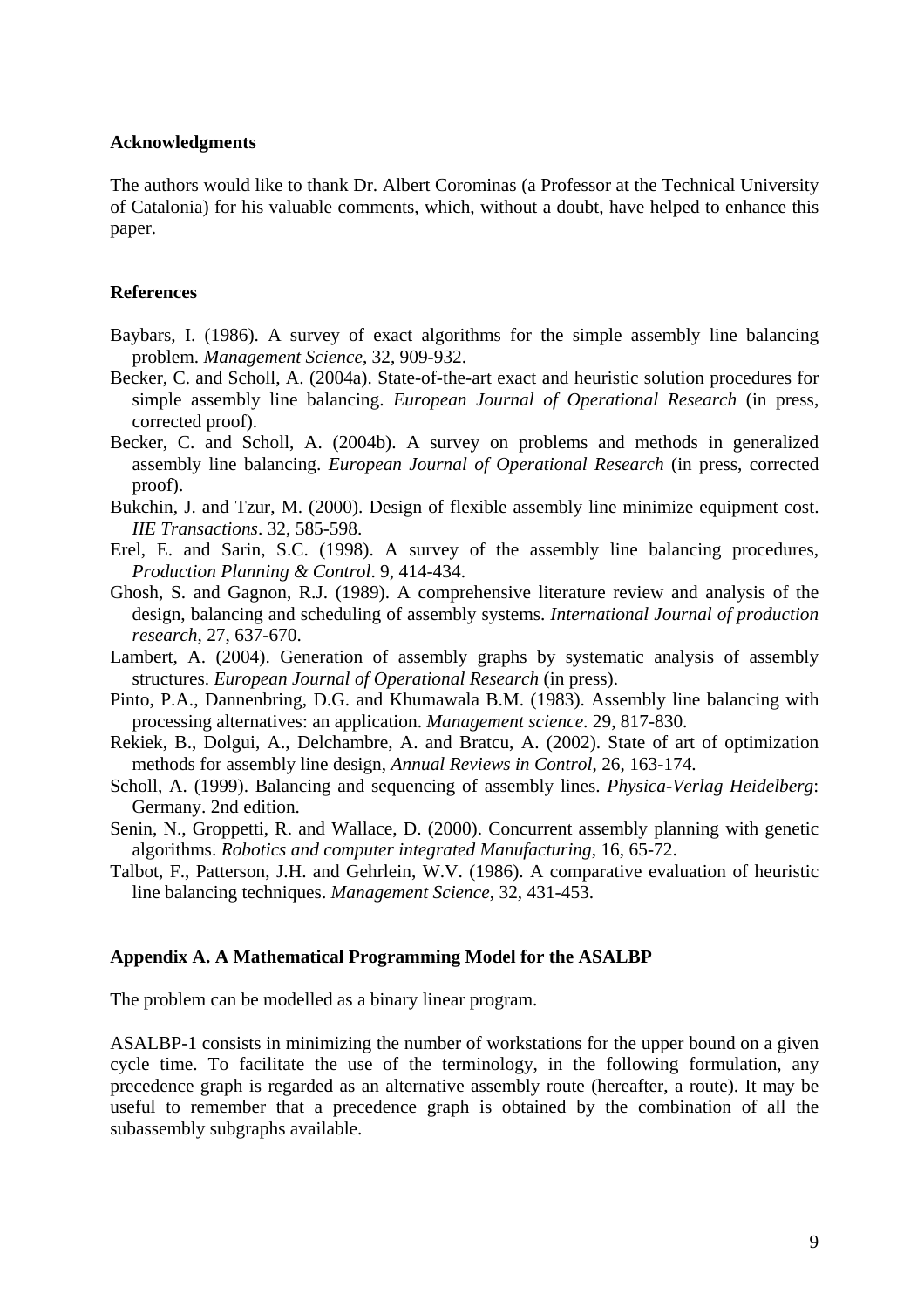## Acknowledgments

The authors would like to thank Dr. Albert Corominas (a Professor at the Technical University of Catalonia) for his valuable comments, which, without a doubt, have helped to enhance this paper.

## References

Baybars, I. (1986). A survey of exact algorithms for the simple assembly line balancing problem. *Management Science*, 32, 909-932.

Becker, C. and Scholl, A. (2004a). State-of-the-art exact and heuristic solution procedures for simple assembly line balancing. *European Journal of Operational Research* (in press, corrected proof).

Becker, C. and Scholl, A. (2004b). A survey on problems and methods in generalized assembly line balancing. *European Journal of Operational Research* (in press, corrected proof).

Bukchin, J. and Tzur, M. (2000). Design of flexible assembly line minimize equipment cost. *IIE Transactions*. 32, 585-598.

Erel, E. and Sarin, S.C. (1998). A survey of the assembly line balancing procedures, *Production Planning & Control*. 9, 414-434.

Ghosh, S. and Gagnon, R.J. (1989). A comprehensive literature review and analysis of the design, balancing and scheduling of assembly systems. *International Journal of production research*, 27, 637-670.

Lambert, A. (2004). Generation of assembly graphs by systematic analysis of assembly structures. *European Journal of Operational Research* (in press).

Pinto, P.A., Dannenbring, D.G. and Khumawala B.M. (1983). Assembly line balancing with processing alternatives: an application. *Management science*. 29, 817-830.

Rekiek, B., Dolgui, A., Delchambre, A. and Bratcu, A. (2002). State of art of optimization methods for assembly line design, *Annual Reviews in Control*, 26, 163-174.

Scholl, A. (1999). Balancing and sequencing of assembly lines. *Physica-Verlag Heidelberg*: Germany. 2nd edition.

Senin, N., Groppetti, R. and Wallace, D. (2000). Concurrent assembly planning with genetic algorithms. *Robotics and computer integrated Manufacturing*, 16, 65-72.

Talbot, F., Patterson, J.H. and Gehrlein, W.V. (1986). A comparative evaluation of heuristic line balancing techniques. *Management Science*, 32, 431-453.

## Appendix A. A Mathematical Programming Model for the ASALBP

The problem can be modelled as a binary linear program.

ASALBP-1 consists in minimizing the number of workstations for the upper bound on a given cycle time. To facilitate the use of the terminology, in the following formulation, any precedence graph is regarded as an alternative assembly route (hereafter, a route). It may be useful to remember that a precedence graph is obtained by the combination of all the subassembly subgraphs available.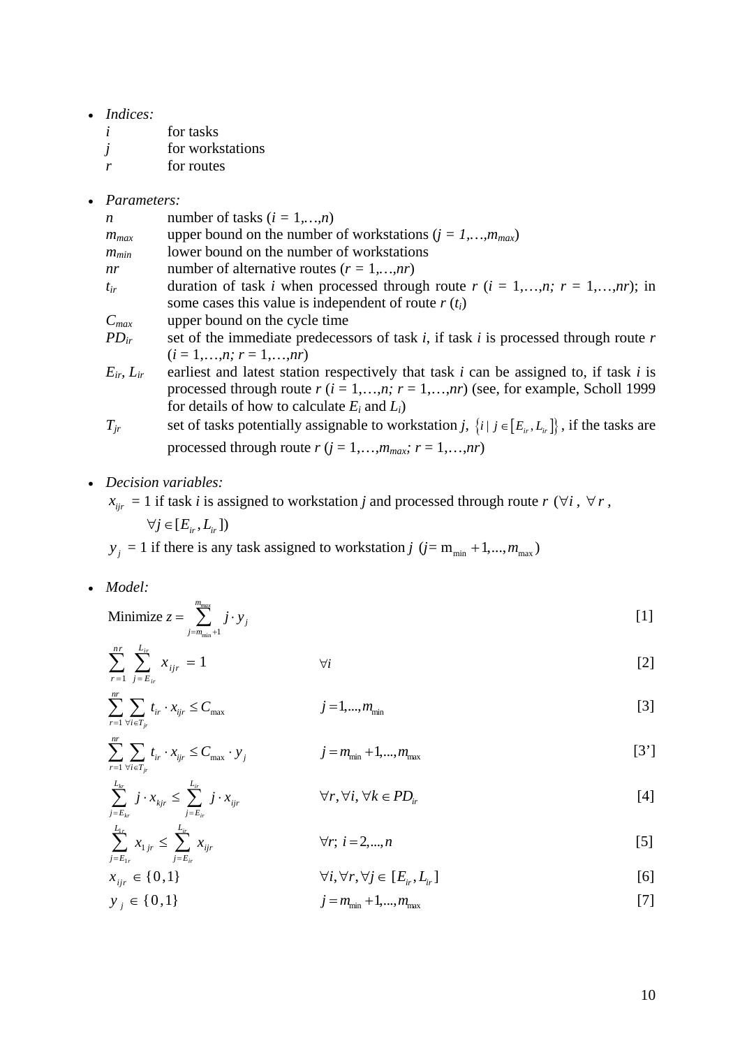- *Indices:*

  $i$ for tasks

  $j$ for workstations

  $r$ for routes

- *Parameters:*

  $n$ number of tasks ($i = 1,\ldots,n$)

  $m_{max}$ upper bound on the number of workstations ($j = 1,\ldots,m_{max}$)

  $m_{min}$ lower bound on the number of workstations

  $nr$ number of alternative routes ($r = 1,\ldots,nr$)

  $t_{ir}$ duration of task $i$ when processed through route $r$ ($i = 1,\ldots,n;\ r = 1,\ldots,nr$); in some cases this value is independent of route $r$ ($t_i$)

  $C_{max}$ upper bound on the cycle time

  $PD_{ir}$ set of the immediate predecessors of task $i$, if task $i$ is processed through route $r$ ($i = 1,\ldots,n;\ r = 1,\ldots,nr$)

  $E_{ir}$, $L_{ir}$ earliest and latest station respectively that task $i$ can be assigned to, if task $i$ is processed through route $r$ ($i = 1,\ldots,n;\ r = 1,\ldots,nr$) (see, for example, Scholl 1999 for details of how to calculate $E_i$ and $L_i$)

  $T_{jr}$ set of tasks potentially assignable to workstation $j$, $\{i \mid j \in [E_{ir}, L_{ir}]\}$, if the tasks are processed through route $r$ ($j = 1,\ldots,m_{max};\ r = 1,\ldots,nr$)

- *Decision variables:*

  $x_{ijr} = 1$ if task $i$ is assigned to workstation $j$ and processed through route $r$ ($\forall i$, $\forall r$, $\forall j \in [E_{ir}, L_{ir}]$)

  $y_j = 1$ if there is any task assigned to workstation $j$ ($j = m_{min}+1,\ldots,m_{max}$)

- *Model:*

$$\text{Minimize } z = \sum_{j=m_{min}+1}^{m_{max}} j \cdot y_j \qquad [1]$$

$$\sum_{r=1}^{nr} \sum_{j=E_{ir}}^{L_{ir}} x_{ijr} = 1 \qquad \forall i \qquad [2]$$

$$\sum_{r=1}^{nr} \sum_{\forall i \in T_{jr}} t_{ir} \cdot x_{ijr} \le C_{\max} \qquad j = 1,\ldots,m_{\min} \qquad [3]$$

$$\sum_{r=1}^{nr} \sum_{\forall i \in T_{jr}} t_{ir} \cdot x_{ijr} \le C_{\max} \cdot y_j \qquad j = m_{\min}+1,\ldots,m_{\max} \qquad [3']$$

$$\sum_{j=E_{kr}}^{L_{kr}} j \cdot x_{kjr} \le \sum_{j=E_{ir}}^{L_{ir}} j \cdot x_{ijr} \qquad \forall r, \forall i, \forall k \in PD_{ir} \qquad [4]$$

$$\sum_{j=E_{1r}}^{L_{1r}} x_{1jr} \le \sum_{j=E_{ir}}^{L_{ir}} x_{ijr} \qquad \forall r;\ i = 2,\ldots,n \qquad [5]$$

$$x_{ijr} \in \{0,1\} \qquad \forall i, \forall r, \forall j \in [E_{ir}, L_{ir}] \qquad [6]$$

$$y_j \in \{0,1\} \qquad j = m_{\min}+1,\ldots,m_{\max} \qquad [7]$$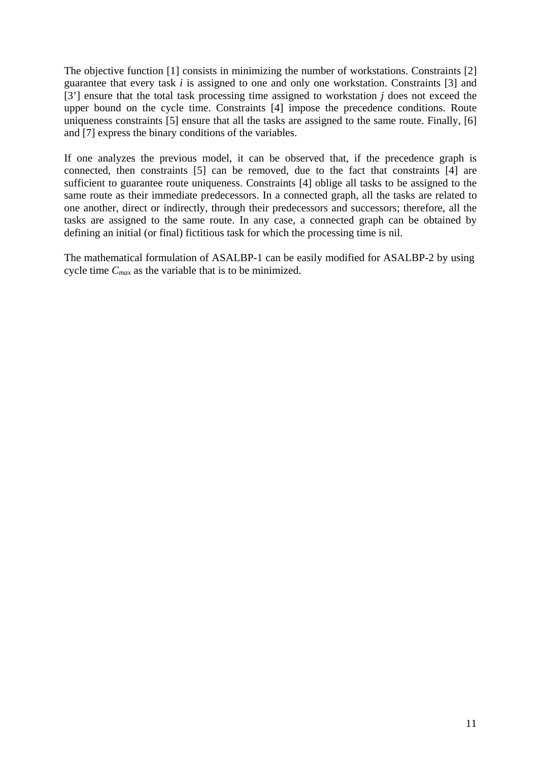The objective function [1] consists in minimizing the number of workstations. Constraints [2] guarantee that every task $i$ is assigned to one and only one workstation. Constraints [3] and [3'] ensure that the total task processing time assigned to workstation $j$ does not exceed the upper bound on the cycle time. Constraints [4] impose the precedence conditions. Route uniqueness constraints [5] ensure that all the tasks are assigned to the same route. Finally, [6] and [7] express the binary conditions of the variables.

If one analyzes the previous model, it can be observed that, if the precedence graph is connected, then constraints [5] can be removed, due to the fact that constraints [4] are sufficient to guarantee route uniqueness. Constraints [4] oblige all tasks to be assigned to the same route as their immediate predecessors. In a connected graph, all the tasks are related to one another, direct or indirectly, through their predecessors and successors; therefore, all the tasks are assigned to the same route. In any case, a connected graph can be obtained by defining an initial (or final) fictitious task for which the processing time is nil.

The mathematical formulation of ASALBP-1 can be easily modified for ASALBP-2 by using cycle time $C_{max}$ as the variable that is to be minimized.